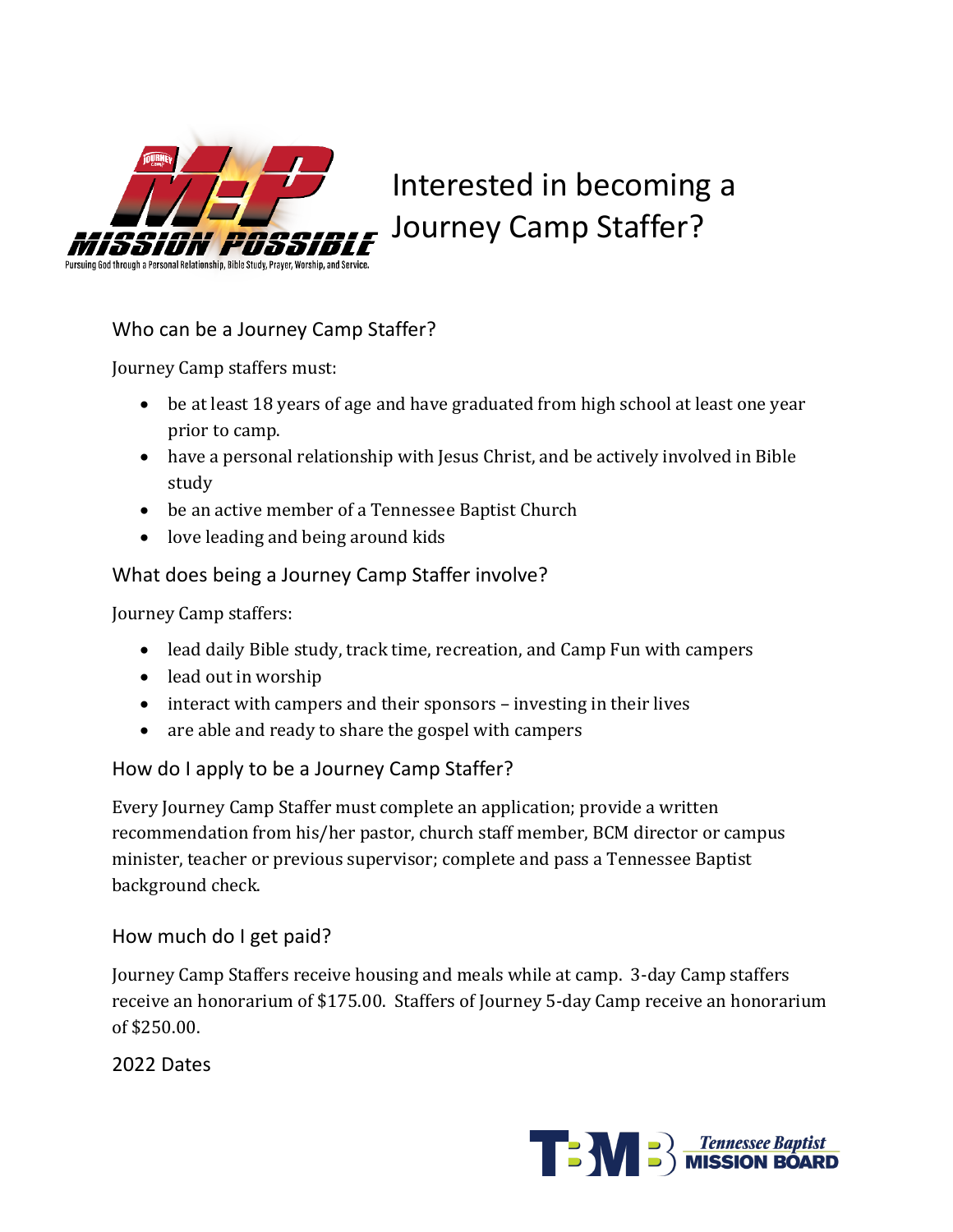# Interested in becoming a Journey Camp Staffer?

## Who can be a Journey Camp Staffer?

Journey Camp staffers must:

- be at least 18 years of age and have graduated from high school at least one year prior to camp.
- have a personal relationship with Jesus Christ, and be actively involved in Bible study
- be an active member of a Tennessee Baptist Church
- love leading and being around kids

## What does being a Journey Camp Staffer involve?

Journey Camp staffers:

- lead daily Bible study, track time, recreation, and Camp Fun with campers
- lead out in worship
- interact with campers and their sponsors – investing in their lives
- are able and ready to share the gospel with campers

## How do I apply to be a Journey Camp Staffer?

Every Journey Camp Staffer must complete an application; provide a written recommendation from his/her pastor, church staff member, BCM director or campus minister, teacher or previous supervisor; complete and pass a Tennessee Baptist background check.

## How much do I get paid?

Journey Camp Staffers receive housing and meals while at camp. 3-day Camp staffers receive an honorarium of $175.00. Staffers of Journey 5-day Camp receive an honorarium of $250.00.

## 2022 Dates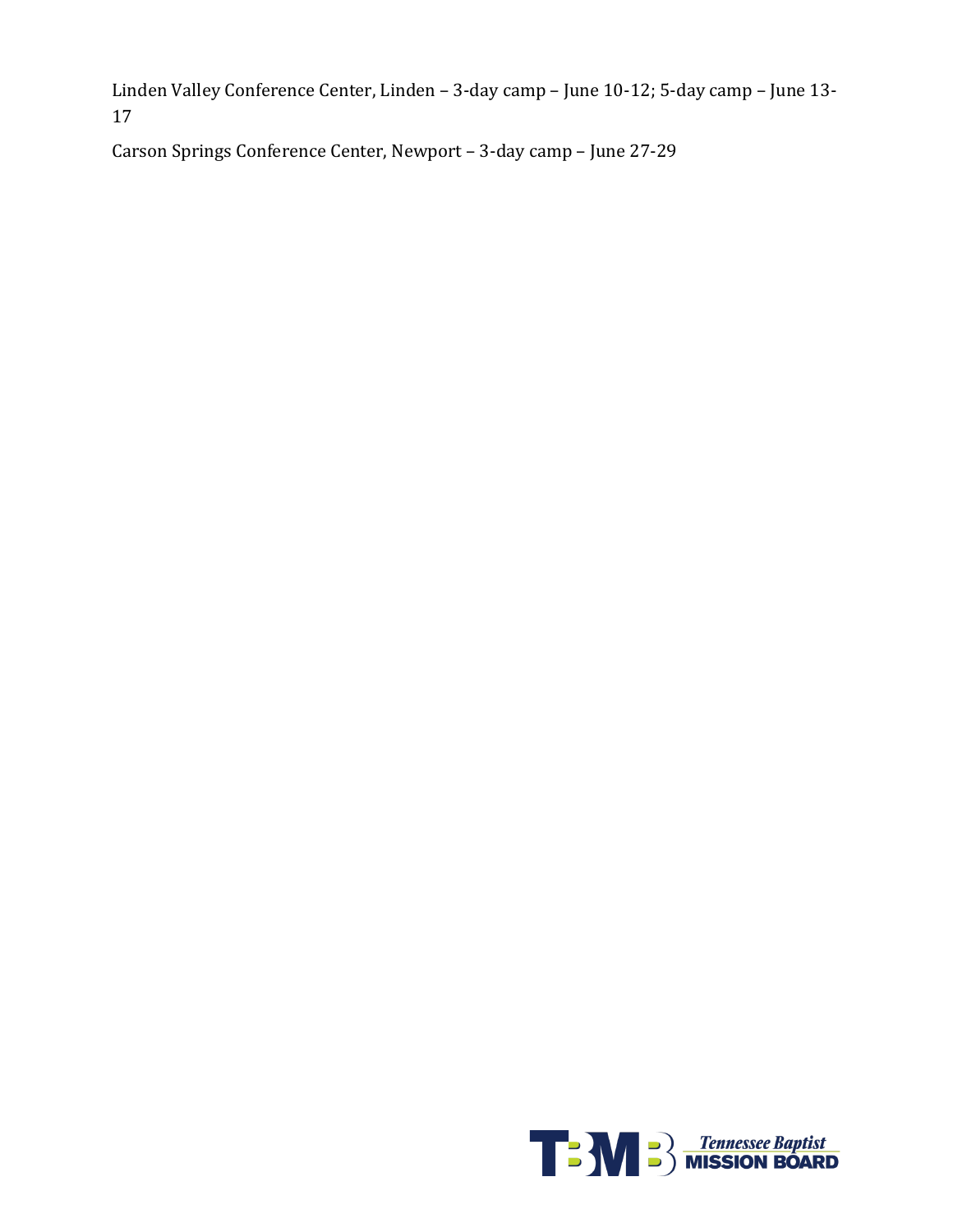Linden Valley Conference Center, Linden – 3-day camp – June 10-12; 5-day camp – June 13-17

Carson Springs Conference Center, Newport – 3-day camp – June 27-29